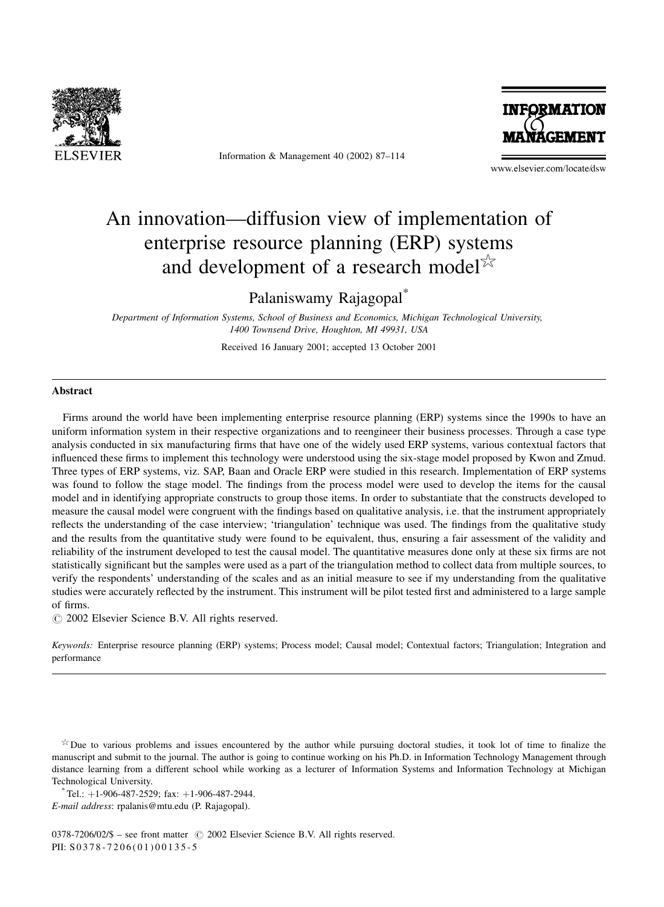# An innovation—diffusion view of implementation of enterprise resource planning (ERP) systems and development of a research model☆

Palaniswamy Rajagopal*

*Department of Information Systems, School of Business and Economics, Michigan Technological University, 1400 Townsend Drive, Houghton, MI 49931, USA*

Received 16 January 2001; accepted 13 October 2001

## Abstract

Firms around the world have been implementing enterprise resource planning (ERP) systems since the 1990s to have an uniform information system in their respective organizations and to reengineer their business processes. Through a case type analysis conducted in six manufacturing firms that have one of the widely used ERP systems, various contextual factors that influenced these firms to implement this technology were understood using the six-stage model proposed by Kwon and Zmud. Three types of ERP systems, viz. SAP, Baan and Oracle ERP were studied in this research. Implementation of ERP systems was found to follow the stage model. The findings from the process model were used to develop the items for the causal model and in identifying appropriate constructs to group those items. In order to substantiate that the constructs developed to measure the causal model were congruent with the findings based on qualitative analysis, i.e. that the instrument appropriately reflects the understanding of the case interview; 'triangulation' technique was used. The findings from the qualitative study and the results from the quantitative study were found to be equivalent, thus, ensuring a fair assessment of the validity and reliability of the instrument developed to test the causal model. The quantitative measures done only at these six firms are not statistically significant but the samples were used as a part of the triangulation method to collect data from multiple sources, to verify the respondents' understanding of the scales and as an initial measure to see if my understanding from the qualitative studies were accurately reflected by the instrument. This instrument will be pilot tested first and administered to a large sample of firms.

© 2002 Elsevier Science B.V. All rights reserved.

*Keywords:* Enterprise resource planning (ERP) systems; Process model; Causal model; Contextual factors; Triangulation; Integration and performance

☆Due to various problems and issues encountered by the author while pursuing doctoral studies, it took lot of time to finalize the manuscript and submit to the journal. The author is going to continue working on his Ph.D. in Information Technology Management through distance learning from a different school while working as a lecturer of Information Systems and Information Technology at Michigan Technological University.

*Tel.: +1-906-487-2529; fax: +1-906-487-2944.

*E-mail address*: rpalanis@mtu.edu (P. Rajagopal).

0378-7206/02/$ – see front matter © 2002 Elsevier Science B.V. All rights reserved.
PII: S0378-7206(01)00135-5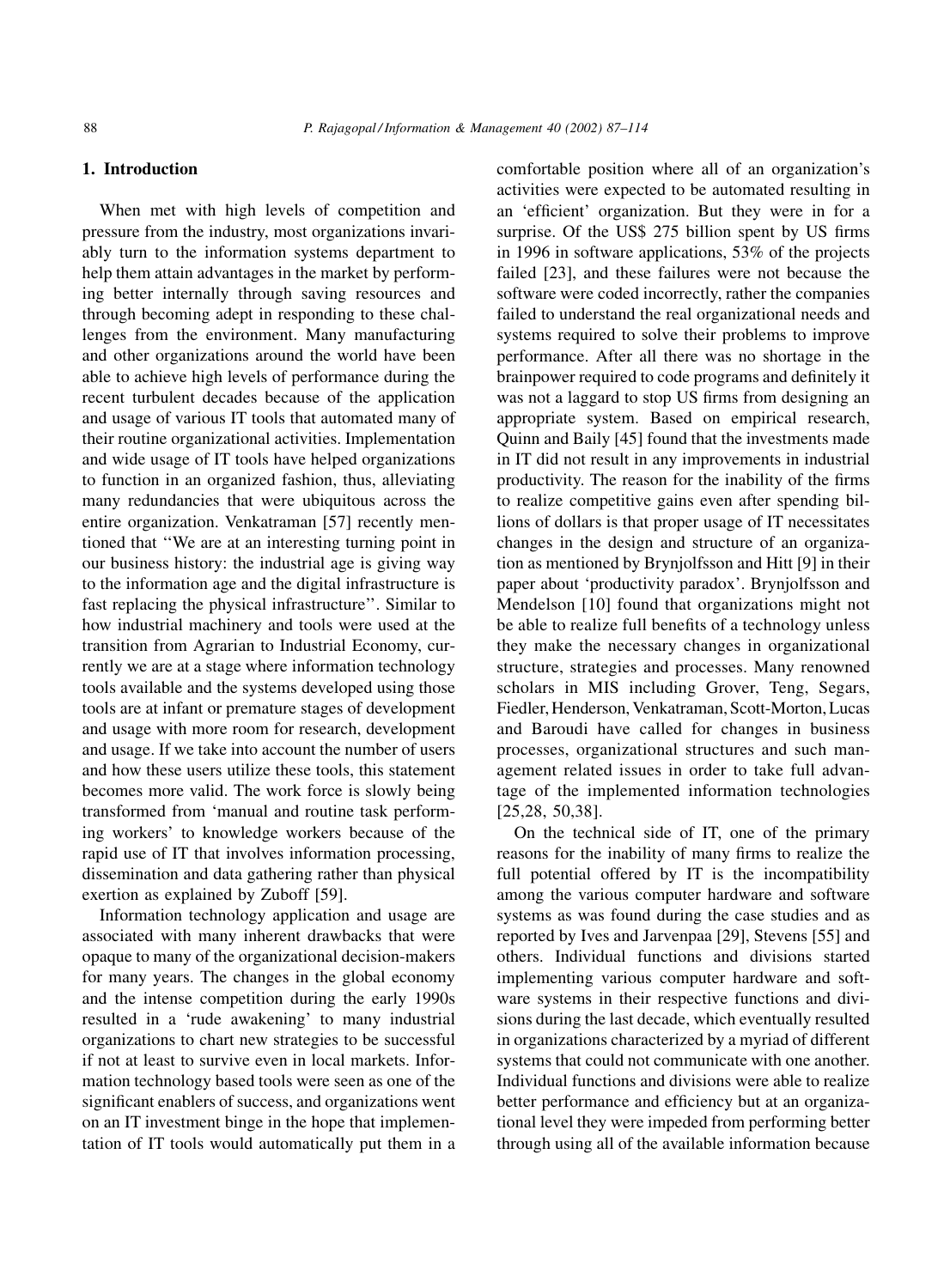## 1. Introduction

When met with high levels of competition and pressure from the industry, most organizations invariably turn to the information systems department to help them attain advantages in the market by performing better internally through saving resources and through becoming adept in responding to these challenges from the environment. Many manufacturing and other organizations around the world have been able to achieve high levels of performance during the recent turbulent decades because of the application and usage of various IT tools that automated many of their routine organizational activities. Implementation and wide usage of IT tools have helped organizations to function in an organized fashion, thus, alleviating many redundancies that were ubiquitous across the entire organization. Venkatraman [57] recently mentioned that "We are at an interesting turning point in our business history: the industrial age is giving way to the information age and the digital infrastructure is fast replacing the physical infrastructure". Similar to how industrial machinery and tools were used at the transition from Agrarian to Industrial Economy, currently we are at a stage where information technology tools available and the systems developed using those tools are at infant or premature stages of development and usage with more room for research, development and usage. If we take into account the number of users and how these users utilize these tools, this statement becomes more valid. The work force is slowly being transformed from 'manual and routine task performing workers' to knowledge workers because of the rapid use of IT that involves information processing, dissemination and data gathering rather than physical exertion as explained by Zuboff [59].

Information technology application and usage are associated with many inherent drawbacks that were opaque to many of the organizational decision-makers for many years. The changes in the global economy and the intense competition during the early 1990s resulted in a 'rude awakening' to many industrial organizations to chart new strategies to be successful if not at least to survive even in local markets. Information technology based tools were seen as one of the significant enablers of success, and organizations went on an IT investment binge in the hope that implementation of IT tools would automatically put them in a comfortable position where all of an organization's activities were expected to be automated resulting in an 'efficient' organization. But they were in for a surprise. Of the US$ 275 billion spent by US firms in 1996 in software applications, 53% of the projects failed [23], and these failures were not because the software were coded incorrectly, rather the companies failed to understand the real organizational needs and systems required to solve their problems to improve performance. After all there was no shortage in the brainpower required to code programs and definitely it was not a laggard to stop US firms from designing an appropriate system. Based on empirical research, Quinn and Baily [45] found that the investments made in IT did not result in any improvements in industrial productivity. The reason for the inability of the firms to realize competitive gains even after spending billions of dollars is that proper usage of IT necessitates changes in the design and structure of an organization as mentioned by Brynjolfsson and Hitt [9] in their paper about 'productivity paradox'. Brynjolfsson and Mendelson [10] found that organizations might not be able to realize full benefits of a technology unless they make the necessary changes in organizational structure, strategies and processes. Many renowned scholars in MIS including Grover, Teng, Segars, Fiedler, Henderson, Venkatraman, Scott-Morton, Lucas and Baroudi have called for changes in business processes, organizational structures and such management related issues in order to take full advantage of the implemented information technologies [25,28, 50,38].

On the technical side of IT, one of the primary reasons for the inability of many firms to realize the full potential offered by IT is the incompatibility among the various computer hardware and software systems as was found during the case studies and as reported by Ives and Jarvenpaa [29], Stevens [55] and others. Individual functions and divisions started implementing various computer hardware and software systems in their respective functions and divisions during the last decade, which eventually resulted in organizations characterized by a myriad of different systems that could not communicate with one another. Individual functions and divisions were able to realize better performance and efficiency but at an organizational level they were impeded from performing better through using all of the available information because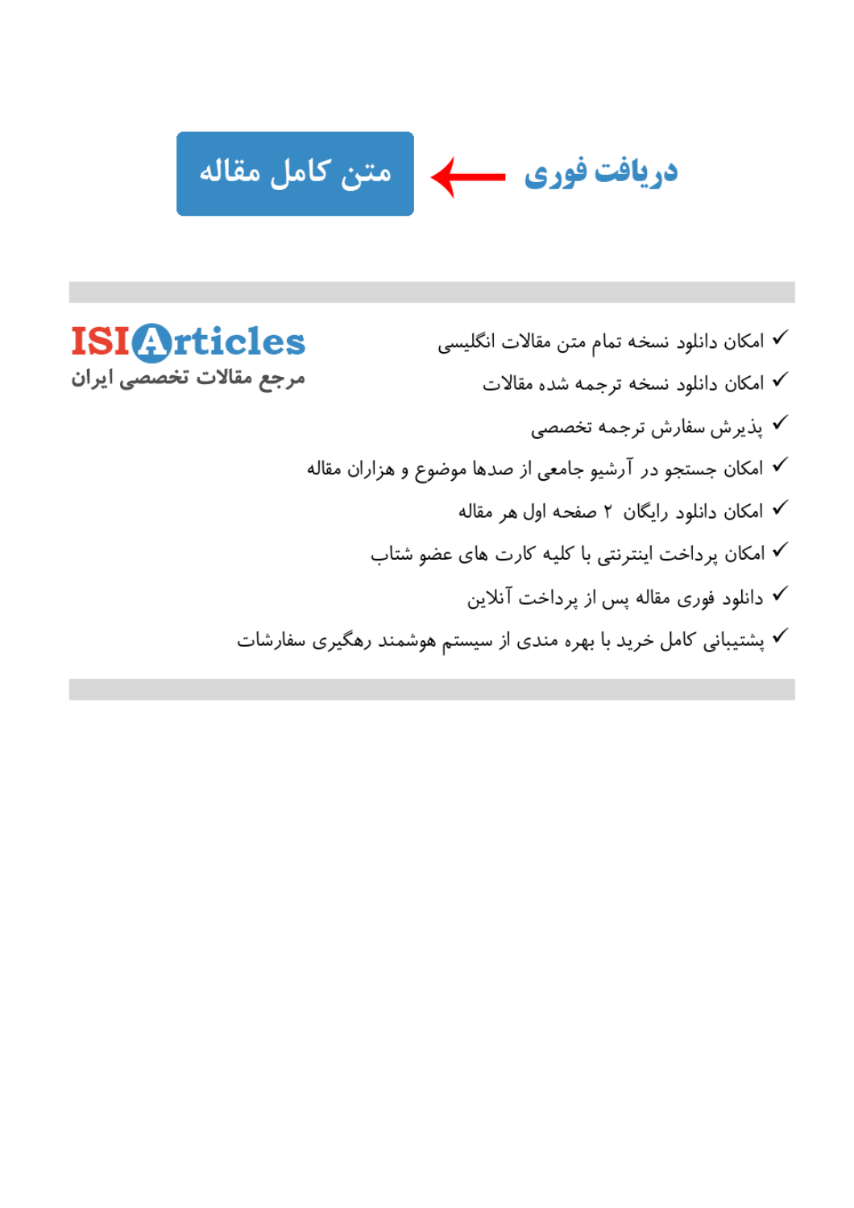دریافت فوری ← **متن کامل مقاله**

**ISIArticles**
مرجع مقالات تخصصی ایران

- ✓ امکان دانلود نسخه تمام متن مقالات انگلیسی
- ✓ امکان دانلود نسخه ترجمه شده مقالات
- ✓ پذیرش سفارش ترجمه تخصصی
- ✓ امکان جستجو در آرشیو جامعی از صدها موضوع و هزاران مقاله
- ✓ امکان دانلود رایگان ۲ صفحه اول هر مقاله
- ✓ امکان پرداخت اینترنتی با کلیه کارت های عضو شتاب
- ✓ دانلود فوری مقاله پس از پرداخت آنلاین
- ✓ پشتیبانی کامل خرید با بهره مندی از سیستم هوشمند رهگیری سفارشات